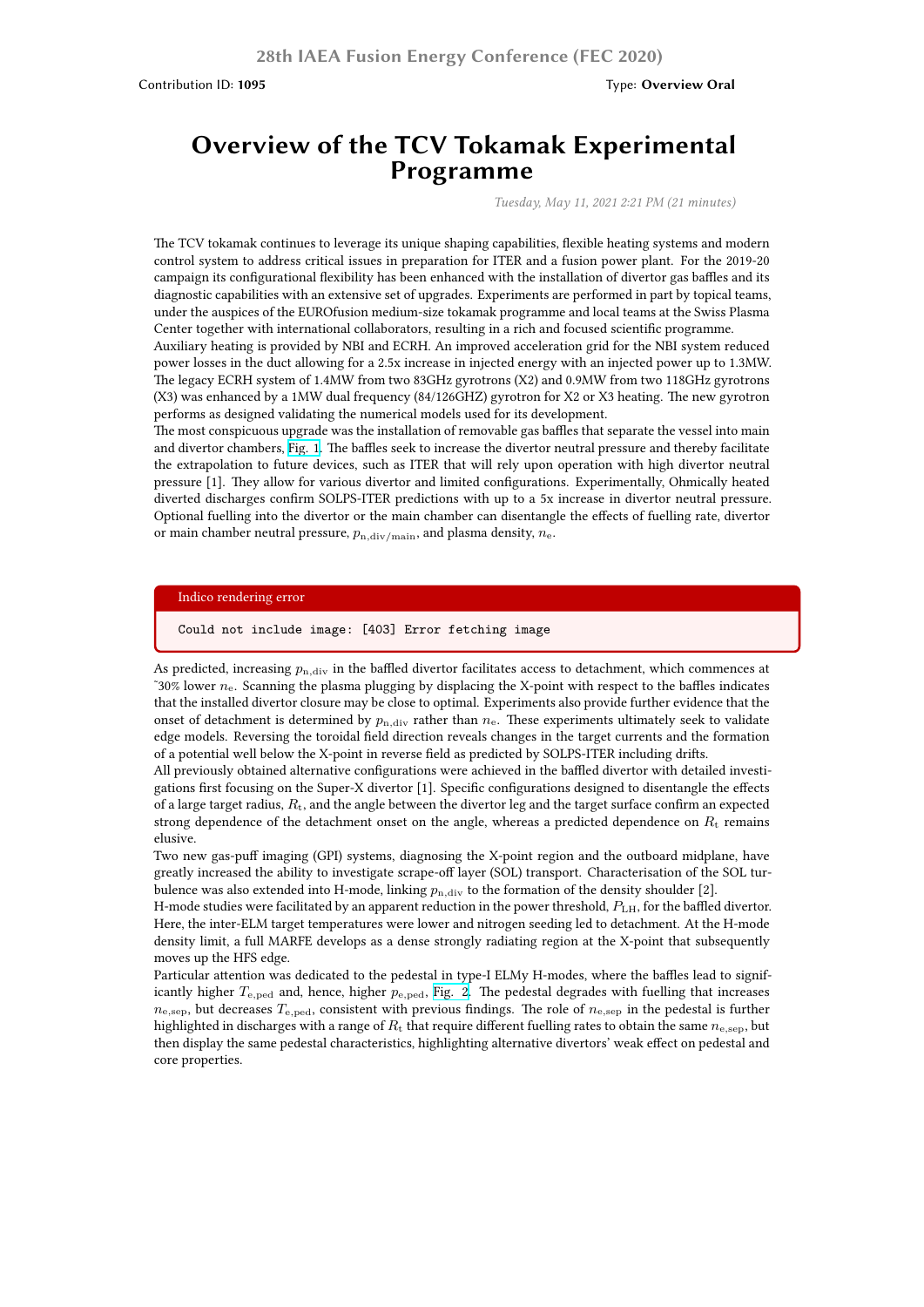# Overview of the TCV Tokamak Experimental Programme

Contribution ID: **1095**

Type: **Overview Oral**

*Tuesday, May 11, 2021 2:21 PM (21 minutes)*

The TCV tokamak continues to leverage its unique shaping capabilities, flexible heating systems and modern control system to address critical issues in preparation for ITER and a fusion power plant. For the 2019-20 campaign its configurational flexibility has been enhanced with the installation of divertor gas baffles and its diagnostic capabilities with an extensive set of upgrades. Experiments are performed in part by topical teams, under the auspices of the EUROfusion medium-size tokamak programme and local teams at the Swiss Plasma Center together with international collaborators, resulting in a rich and focused scientific programme.
Auxiliary heating is provided by NBI and ECRH. An improved acceleration grid for the NBI system reduced power losses in the duct allowing for a 2.5x increase in injected energy with an injected power up to 1.3MW. The legacy ECRH system of 1.4MW from two 83GHz gyrotrons (X2) and 0.9MW from two 118GHz gyrotrons (X3) was enhanced by a 1MW dual frequency (84/126GHZ) gyrotron for X2 or X3 heating. The new gyrotron performs as designed validating the numerical models used for its development.
The most conspicuous upgrade was the installation of removable gas baffles that separate the vessel into main and divertor chambers, Fig. 1. The baffles seek to increase the divertor neutral pressure and thereby facilitate the extrapolation to future devices, such as ITER that will rely upon operation with high divertor neutral pressure [1]. They allow for various divertor and limited configurations. Experimentally, Ohmically heated diverted discharges confirm SOLPS-ITER predictions with up to a 5x increase in divertor neutral pressure. Optional fuelling into the divertor or the main chamber can disentangle the effects of fuelling rate, divertor or main chamber neutral pressure, $p_{\mathrm{n,div/main}}$, and plasma density, $n_{\mathrm{e}}$.

Indico rendering error

```
Could not include image: [403] Error fetching image
```

As predicted, increasing $p_{\mathrm{n,div}}$ in the baffled divertor facilitates access to detachment, which commences at ~30% lower $n_{\mathrm{e}}$. Scanning the plasma plugging by displacing the X-point with respect to the baffles indicates that the installed divertor closure may be close to optimal. Experiments also provide further evidence that the onset of detachment is determined by $p_{\mathrm{n,div}}$ rather than $n_{\mathrm{e}}$. These experiments ultimately seek to validate edge models. Reversing the toroidal field direction reveals changes in the target currents and the formation of a potential well below the X-point in reverse field as predicted by SOLPS-ITER including drifts.
All previously obtained alternative configurations were achieved in the baffled divertor with detailed investigations first focusing on the Super-X divertor [1]. Specific configurations designed to disentangle the effects of a large target radius, $R_{\mathrm{t}}$, and the angle between the divertor leg and the target surface confirm an expected strong dependence of the detachment onset on the angle, whereas a predicted dependence on $R_{\mathrm{t}}$ remains elusive.
Two new gas-puff imaging (GPI) systems, diagnosing the X-point region and the outboard midplane, have greatly increased the ability to investigate scrape-off layer (SOL) transport. Characterisation of the SOL turbulence was also extended into H-mode, linking $p_{\mathrm{n,div}}$ to the formation of the density shoulder [2].
H-mode studies were facilitated by an apparent reduction in the power threshold, $P_{\mathrm{LH}}$, for the baffled divertor. Here, the inter-ELM target temperatures were lower and nitrogen seeding led to detachment. At the H-mode density limit, a full MARFE develops as a dense strongly radiating region at the X-point that subsequently moves up the HFS edge.
Particular attention was dedicated to the pedestal in type-I ELMy H-modes, where the baffles lead to significantly higher $T_{\mathrm{e,ped}}$ and, hence, higher $p_{\mathrm{e,ped}}$, Fig. 2. The pedestal degrades with fuelling that increases $n_{\mathrm{e,sep}}$, but decreases $T_{\mathrm{e,ped}}$, consistent with previous findings. The role of $n_{\mathrm{e,sep}}$ in the pedestal is further highlighted in discharges with a range of $R_{\mathrm{t}}$ that require different fuelling rates to obtain the same $n_{\mathrm{e,sep}}$, but then display the same pedestal characteristics, highlighting alternative divertors' weak effect on pedestal and core properties.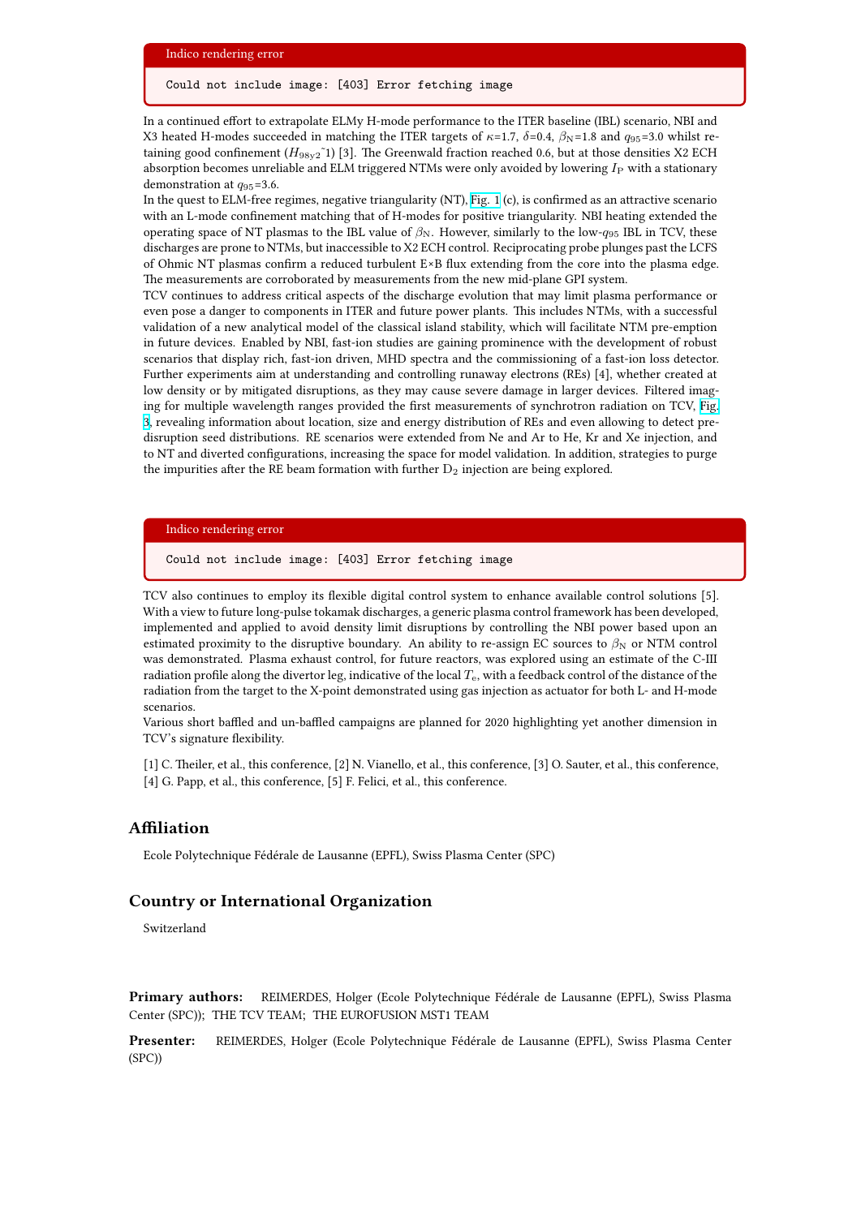Indico rendering error

```
Could not include image: [403] Error fetching image
```

In a continued effort to extrapolate ELMy H-mode performance to the ITER baseline (IBL) scenario, NBI and X3 heated H-modes succeeded in matching the ITER targets of $\kappa$=1.7, $\delta$=0.4, $\beta_N$=1.8 and $q_{95}$=3.0 whilst retaining good confinement ($H_{98y2}$~1) [3]. The Greenwald fraction reached 0.6, but at those densities X2 ECH absorption becomes unreliable and ELM triggered NTMs were only avoided by lowering $I_P$ with a stationary demonstration at $q_{95}$=3.6.

In the quest to ELM-free regimes, negative triangularity (NT), Fig. 1 (c), is confirmed as an attractive scenario with an L-mode confinement matching that of H-modes for positive triangularity. NBI heating extended the operating space of NT plasmas to the IBL value of $\beta_N$. However, similarly to the low-$q_{95}$ IBL in TCV, these discharges are prone to NTMs, but inaccessible to X2 ECH control. Reciprocating probe plunges past the LCFS of Ohmic NT plasmas confirm a reduced turbulent E×B flux extending from the core into the plasma edge. The measurements are corroborated by measurements from the new mid-plane GPI system.

TCV continues to address critical aspects of the discharge evolution that may limit plasma performance or even pose a danger to components in ITER and future power plants. This includes NTMs, with a successful validation of a new analytical model of the classical island stability, which will facilitate NTM pre-emption in future devices. Enabled by NBI, fast-ion studies are gaining prominence with the development of robust scenarios that display rich, fast-ion driven, MHD spectra and the commissioning of a fast-ion loss detector. Further experiments aim at understanding and controlling runaway electrons (REs) [4], whether created at low density or by mitigated disruptions, as they may cause severe damage in larger devices. Filtered imaging for multiple wavelength ranges provided the first measurements of synchrotron radiation on TCV, Fig. 3, revealing information about location, size and energy distribution of REs and even allowing to detect pre-disruption seed distributions. RE scenarios were extended from Ne and Ar to He, Kr and Xe injection, and to NT and diverted configurations, increasing the space for model validation. In addition, strategies to purge the impurities after the RE beam formation with further $D_2$ injection are being explored.

Indico rendering error

```
Could not include image: [403] Error fetching image
```

TCV also continues to employ its flexible digital control system to enhance available control solutions [5]. With a view to future long-pulse tokamak discharges, a generic plasma control framework has been developed, implemented and applied to avoid density limit disruptions by controlling the NBI power based upon an estimated proximity to the disruptive boundary. An ability to re-assign EC sources to $\beta_N$ or NTM control was demonstrated. Plasma exhaust control, for future reactors, was explored using an estimate of the C-III radiation profile along the divertor leg, indicative of the local $T_e$, with a feedback control of the distance of the radiation from the target to the X-point demonstrated using gas injection as actuator for both L- and H-mode scenarios.

Various short baffled and un-baffled campaigns are planned for 2020 highlighting yet another dimension in TCV's signature flexibility.

[1] C. Theiler, et al., this conference, [2] N. Vianello, et al., this conference, [3] O. Sauter, et al., this conference, [4] G. Papp, et al., this conference, [5] F. Felici, et al., this conference.

## Affiliation

Ecole Polytechnique Fédérale de Lausanne (EPFL), Swiss Plasma Center (SPC)

## Country or International Organization

Switzerland

**Primary authors:** REIMERDES, Holger (Ecole Polytechnique Fédérale de Lausanne (EPFL), Swiss Plasma Center (SPC)); THE TCV TEAM; THE EUROFUSION MST1 TEAM

**Presenter:** REIMERDES, Holger (Ecole Polytechnique Fédérale de Lausanne (EPFL), Swiss Plasma Center (SPC))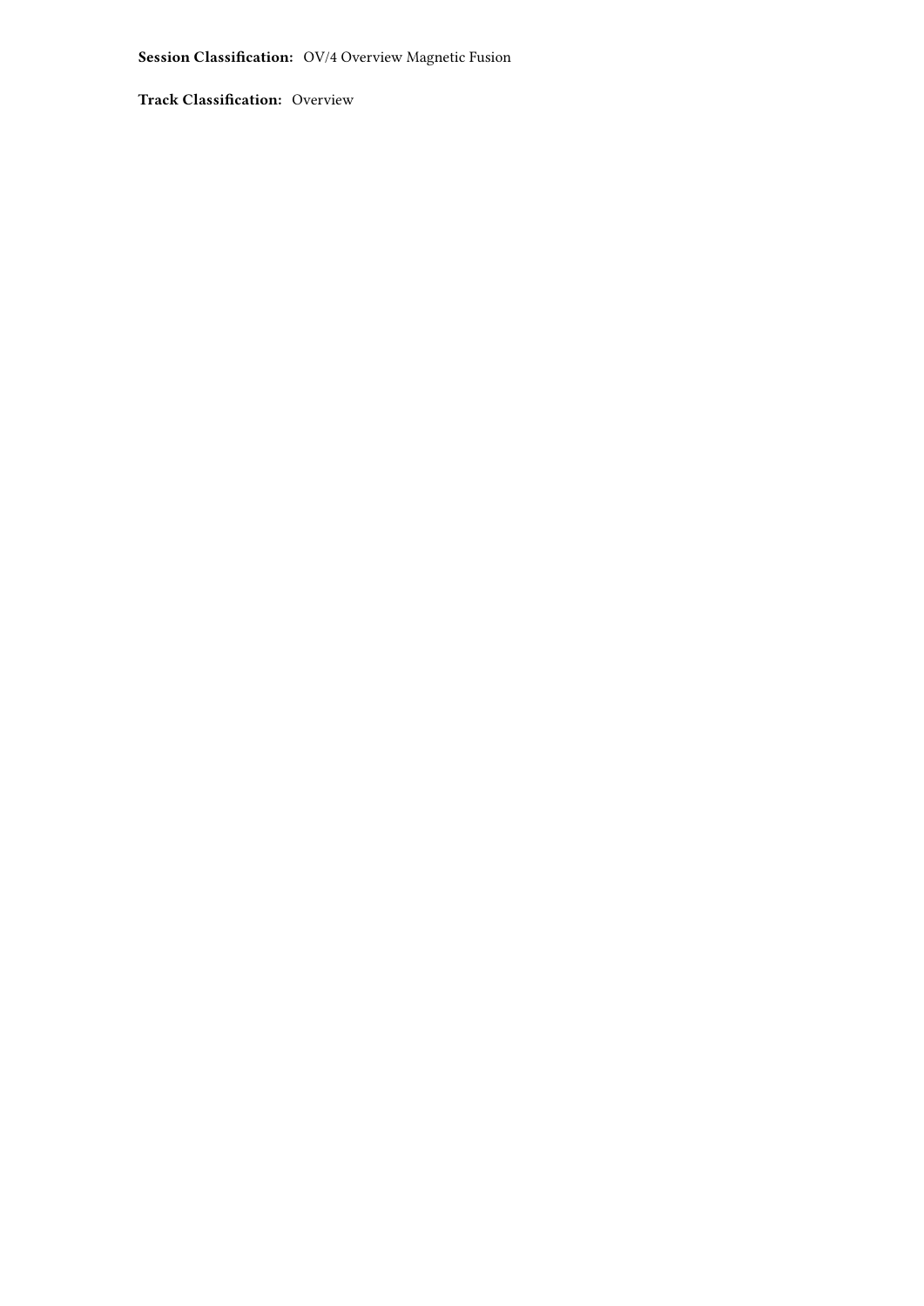**Session Classification:** OV/4 Overview Magnetic Fusion

**Track Classification:** Overview